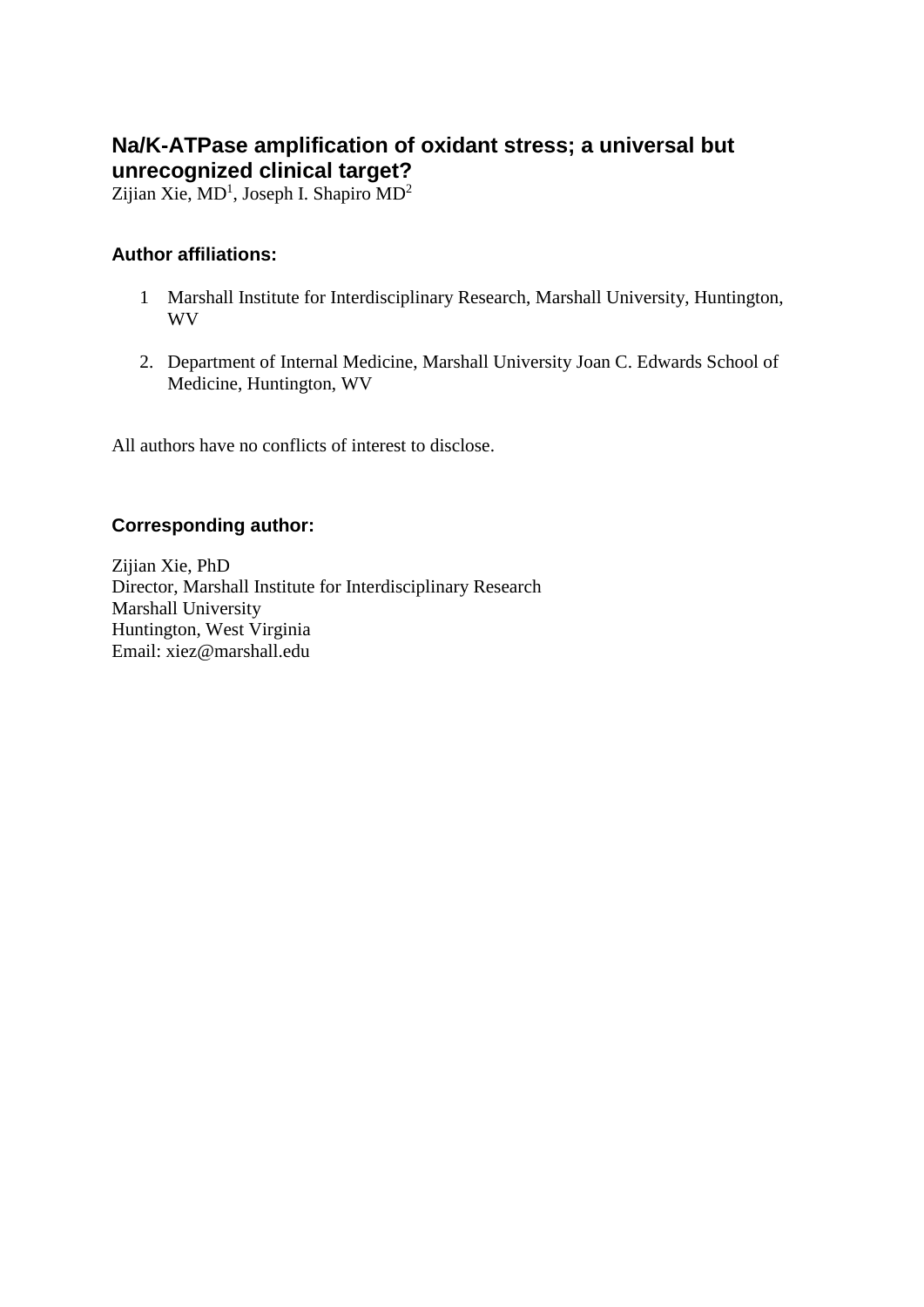# Na/K-ATPase amplification of oxidant stress; a universal but unrecognized clinical target?

Zijian Xie, MD[1], Joseph I. Shapiro MD[2]

### Author affiliations:

1 Marshall Institute for Interdisciplinary Research, Marshall University, Huntington, WV

2. Department of Internal Medicine, Marshall University Joan C. Edwards School of Medicine, Huntington, WV

All authors have no conflicts of interest to disclose.

### Corresponding author:

Zijian Xie, PhD
Director, Marshall Institute for Interdisciplinary Research
Marshall University
Huntington, West Virginia
Email: xiez@marshall.edu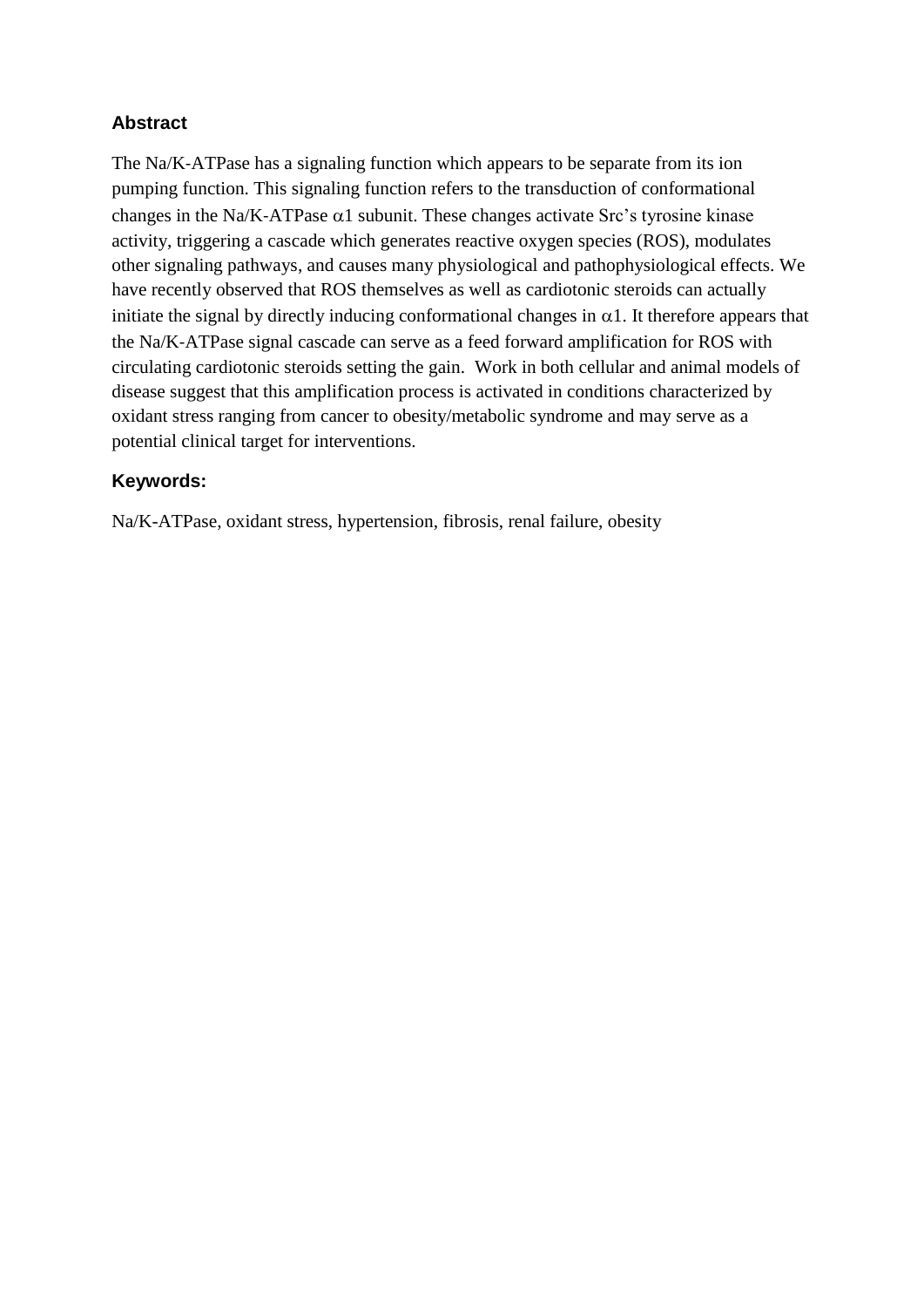## Abstract

The Na/K-ATPase has a signaling function which appears to be separate from its ion pumping function. This signaling function refers to the transduction of conformational changes in the Na/K-ATPase $\alpha1$ subunit. These changes activate Src's tyrosine kinase activity, triggering a cascade which generates reactive oxygen species (ROS), modulates other signaling pathways, and causes many physiological and pathophysiological effects. We have recently observed that ROS themselves as well as cardiotonic steroids can actually initiate the signal by directly inducing conformational changes in $\alpha1$. It therefore appears that the Na/K-ATPase signal cascade can serve as a feed forward amplification for ROS with circulating cardiotonic steroids setting the gain. Work in both cellular and animal models of disease suggest that this amplification process is activated in conditions characterized by oxidant stress ranging from cancer to obesity/metabolic syndrome and may serve as a potential clinical target for interventions.

## Keywords:

Na/K-ATPase, oxidant stress, hypertension, fibrosis, renal failure, obesity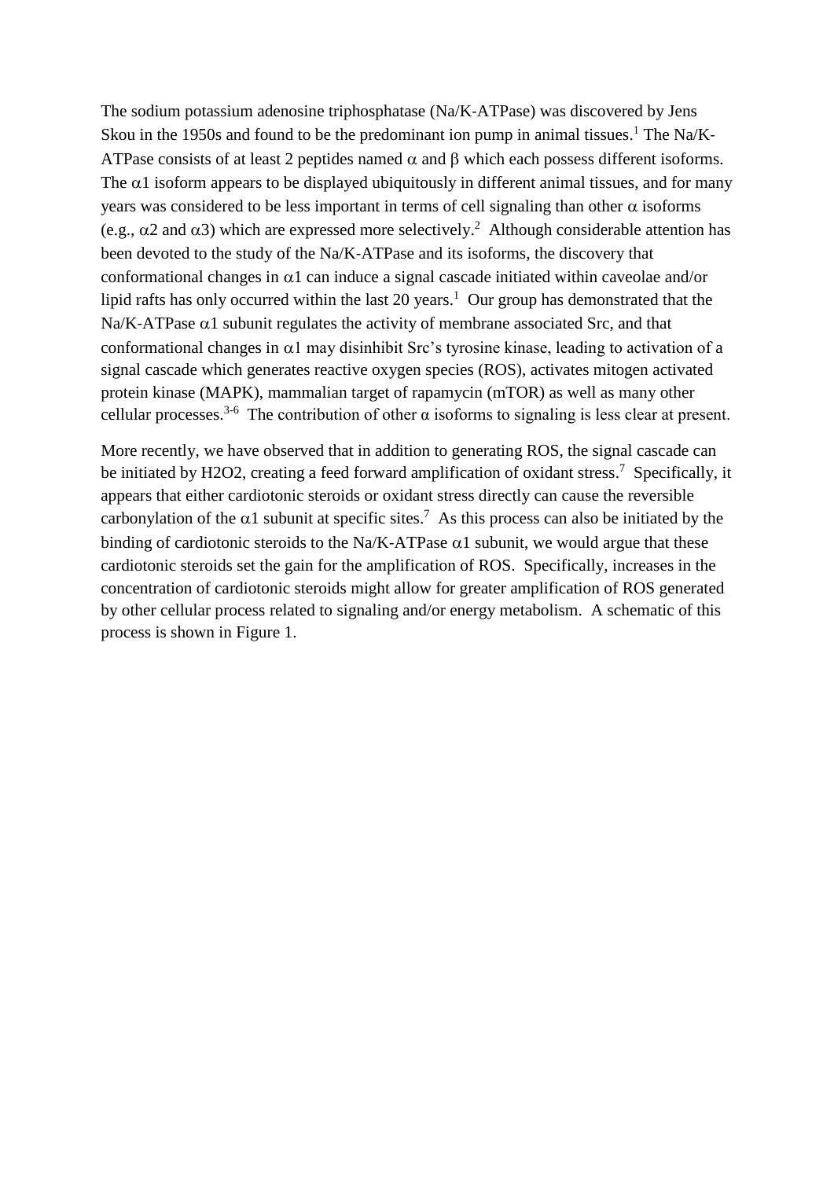The sodium potassium adenosine triphosphatase (Na/K-ATPase) was discovered by Jens Skou in the 1950s and found to be the predominant ion pump in animal tissues.[1] The Na/K-ATPase consists of at least 2 peptides named $\alpha$ and $\beta$ which each possess different isoforms. The $\alpha$1 isoform appears to be displayed ubiquitously in different animal tissues, and for many years was considered to be less important in terms of cell signaling than other $\alpha$ isoforms (e.g., $\alpha$2 and $\alpha$3) which are expressed more selectively.[2] Although considerable attention has been devoted to the study of the Na/K-ATPase and its isoforms, the discovery that conformational changes in $\alpha$1 can induce a signal cascade initiated within caveolae and/or lipid rafts has only occurred within the last 20 years.[1] Our group has demonstrated that the Na/K-ATPase $\alpha$1 subunit regulates the activity of membrane associated Src, and that conformational changes in $\alpha$1 may disinhibit Src's tyrosine kinase, leading to activation of a signal cascade which generates reactive oxygen species (ROS), activates mitogen activated protein kinase (MAPK), mammalian target of rapamycin (mTOR) as well as many other cellular processes.[3-6] The contribution of other $\alpha$ isoforms to signaling is less clear at present.

More recently, we have observed that in addition to generating ROS, the signal cascade can be initiated by H2O2, creating a feed forward amplification of oxidant stress.[7] Specifically, it appears that either cardiotonic steroids or oxidant stress directly can cause the reversible carbonylation of the $\alpha$1 subunit at specific sites.[7] As this process can also be initiated by the binding of cardiotonic steroids to the Na/K-ATPase $\alpha$1 subunit, we would argue that these cardiotonic steroids set the gain for the amplification of ROS. Specifically, increases in the concentration of cardiotonic steroids might allow for greater amplification of ROS generated by other cellular process related to signaling and/or energy metabolism. A schematic of this process is shown in Figure 1.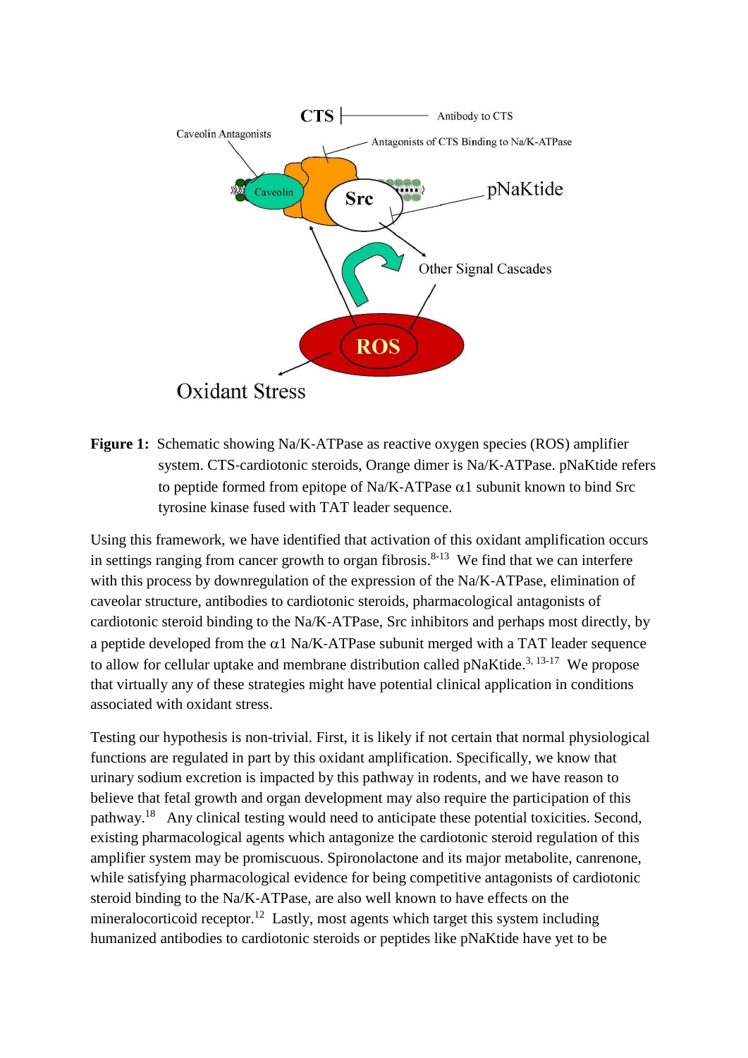**Figure 1:** Schematic showing Na/K-ATPase as reactive oxygen species (ROS) amplifier system. CTS-cardiotonic steroids, Orange dimer is Na/K-ATPase. pNaKtide refers to peptide formed from epitope of Na/K-ATPase α1 subunit known to bind Src tyrosine kinase fused with TAT leader sequence.

Using this framework, we have identified that activation of this oxidant amplification occurs in settings ranging from cancer growth to organ fibrosis.[8-13] We find that we can interfere with this process by downregulation of the expression of the Na/K-ATPase, elimination of caveolar structure, antibodies to cardiotonic steroids, pharmacological antagonists of cardiotonic steroid binding to the Na/K-ATPase, Src inhibitors and perhaps most directly, by a peptide developed from the α1 Na/K-ATPase subunit merged with a TAT leader sequence to allow for cellular uptake and membrane distribution called pNaKtide.[3, 13-17] We propose that virtually any of these strategies might have potential clinical application in conditions associated with oxidant stress.

Testing our hypothesis is non-trivial. First, it is likely if not certain that normal physiological functions are regulated in part by this oxidant amplification. Specifically, we know that urinary sodium excretion is impacted by this pathway in rodents, and we have reason to believe that fetal growth and organ development may also require the participation of this pathway.[18] Any clinical testing would need to anticipate these potential toxicities. Second, existing pharmacological agents which antagonize the cardiotonic steroid regulation of this amplifier system may be promiscuous. Spironolactone and its major metabolite, canrenone, while satisfying pharmacological evidence for being competitive antagonists of cardiotonic steroid binding to the Na/K-ATPase, are also well known to have effects on the mineralocorticoid receptor.[12] Lastly, most agents which target this system including humanized antibodies to cardiotonic steroids or peptides like pNaKtide have yet to be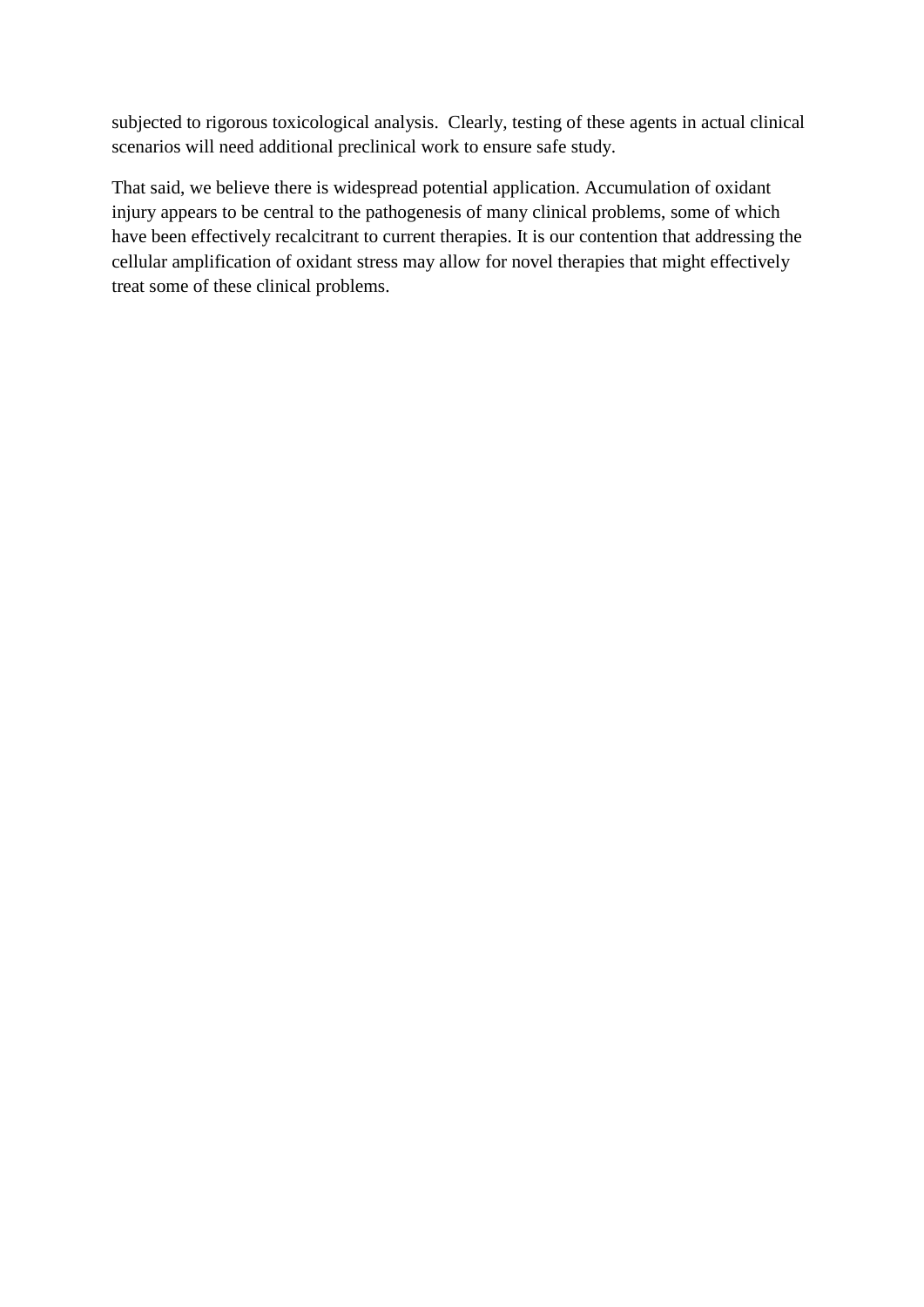subjected to rigorous toxicological analysis. Clearly, testing of these agents in actual clinical scenarios will need additional preclinical work to ensure safe study.

That said, we believe there is widespread potential application. Accumulation of oxidant injury appears to be central to the pathogenesis of many clinical problems, some of which have been effectively recalcitrant to current therapies. It is our contention that addressing the cellular amplification of oxidant stress may allow for novel therapies that might effectively treat some of these clinical problems.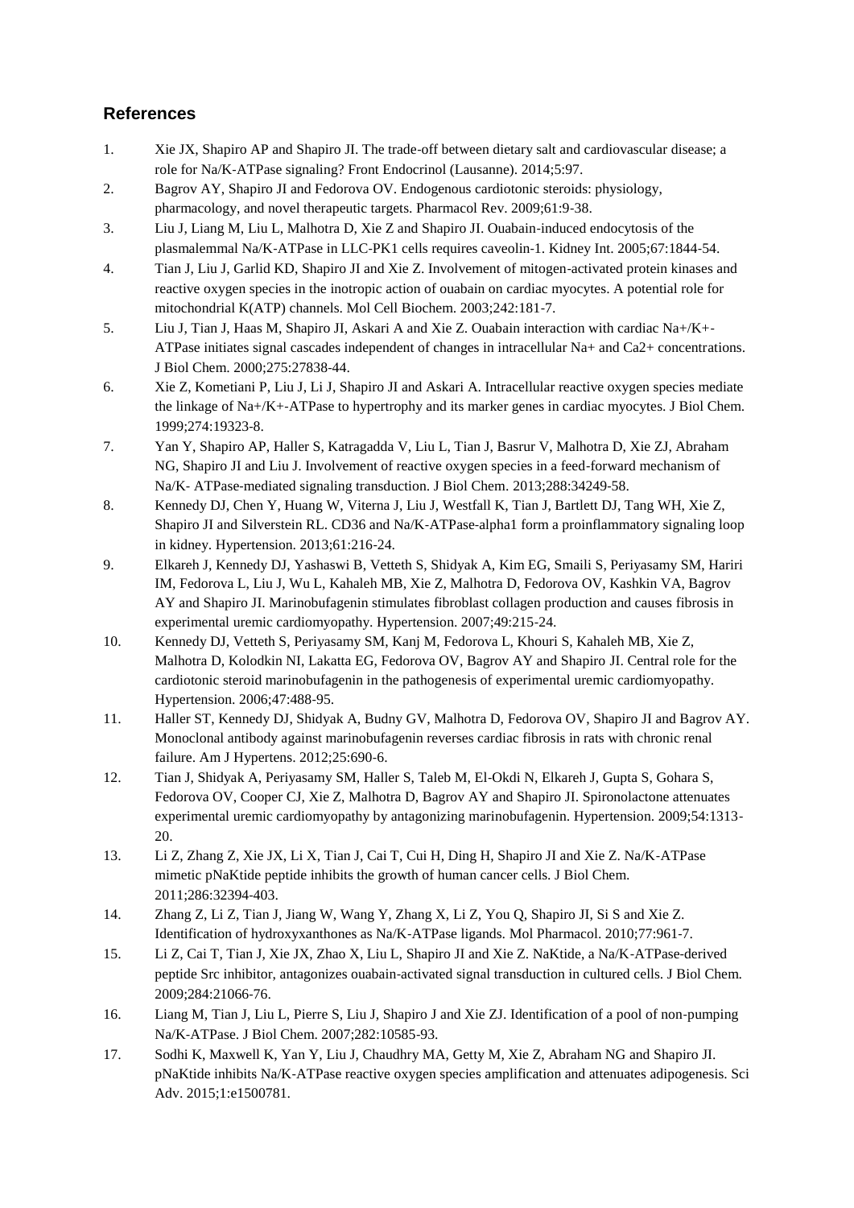## References

1. Xie JX, Shapiro AP and Shapiro JI. The trade-off between dietary salt and cardiovascular disease; a role for Na/K-ATPase signaling? Front Endocrinol (Lausanne). 2014;5:97.
2. Bagrov AY, Shapiro JI and Fedorova OV. Endogenous cardiotonic steroids: physiology, pharmacology, and novel therapeutic targets. Pharmacol Rev. 2009;61:9-38.
3. Liu J, Liang M, Liu L, Malhotra D, Xie Z and Shapiro JI. Ouabain-induced endocytosis of the plasmalemmal Na/K-ATPase in LLC-PK1 cells requires caveolin-1. Kidney Int. 2005;67:1844-54.
4. Tian J, Liu J, Garlid KD, Shapiro JI and Xie Z. Involvement of mitogen-activated protein kinases and reactive oxygen species in the inotropic action of ouabain on cardiac myocytes. A potential role for mitochondrial K(ATP) channels. Mol Cell Biochem. 2003;242:181-7.
5. Liu J, Tian J, Haas M, Shapiro JI, Askari A and Xie Z. Ouabain interaction with cardiac Na+/K+-ATPase initiates signal cascades independent of changes in intracellular Na+ and Ca2+ concentrations. J Biol Chem. 2000;275:27838-44.
6. Xie Z, Kometiani P, Liu J, Li J, Shapiro JI and Askari A. Intracellular reactive oxygen species mediate the linkage of Na+/K+-ATPase to hypertrophy and its marker genes in cardiac myocytes. J Biol Chem. 1999;274:19323-8.
7. Yan Y, Shapiro AP, Haller S, Katragadda V, Liu L, Tian J, Basrur V, Malhotra D, Xie ZJ, Abraham NG, Shapiro JI and Liu J. Involvement of reactive oxygen species in a feed-forward mechanism of Na/K- ATPase-mediated signaling transduction. J Biol Chem. 2013;288:34249-58.
8. Kennedy DJ, Chen Y, Huang W, Viterna J, Liu J, Westfall K, Tian J, Bartlett DJ, Tang WH, Xie Z, Shapiro JI and Silverstein RL. CD36 and Na/K-ATPase-alpha1 form a proinflammatory signaling loop in kidney. Hypertension. 2013;61:216-24.
9. Elkareh J, Kennedy DJ, Yashaswi B, Vetteth S, Shidyak A, Kim EG, Smaili S, Periyasamy SM, Hariri IM, Fedorova L, Liu J, Wu L, Kahaleh MB, Xie Z, Malhotra D, Fedorova OV, Kashkin VA, Bagrov AY and Shapiro JI. Marinobufagenin stimulates fibroblast collagen production and causes fibrosis in experimental uremic cardiomyopathy. Hypertension. 2007;49:215-24.
10. Kennedy DJ, Vetteth S, Periyasamy SM, Kanj M, Fedorova L, Khouri S, Kahaleh MB, Xie Z, Malhotra D, Kolodkin NI, Lakatta EG, Fedorova OV, Bagrov AY and Shapiro JI. Central role for the cardiotonic steroid marinobufagenin in the pathogenesis of experimental uremic cardiomyopathy. Hypertension. 2006;47:488-95.
11. Haller ST, Kennedy DJ, Shidyak A, Budny GV, Malhotra D, Fedorova OV, Shapiro JI and Bagrov AY. Monoclonal antibody against marinobufagenin reverses cardiac fibrosis in rats with chronic renal failure. Am J Hypertens. 2012;25:690-6.
12. Tian J, Shidyak A, Periyasamy SM, Haller S, Taleb M, El-Okdi N, Elkareh J, Gupta S, Gohara S, Fedorova OV, Cooper CJ, Xie Z, Malhotra D, Bagrov AY and Shapiro JI. Spironolactone attenuates experimental uremic cardiomyopathy by antagonizing marinobufagenin. Hypertension. 2009;54:1313-20.
13. Li Z, Zhang Z, Xie JX, Li X, Tian J, Cai T, Cui H, Ding H, Shapiro JI and Xie Z. Na/K-ATPase mimetic pNaKtide peptide inhibits the growth of human cancer cells. J Biol Chem. 2011;286:32394-403.
14. Zhang Z, Li Z, Tian J, Jiang W, Wang Y, Zhang X, Li Z, You Q, Shapiro JI, Si S and Xie Z. Identification of hydroxyxanthones as Na/K-ATPase ligands. Mol Pharmacol. 2010;77:961-7.
15. Li Z, Cai T, Tian J, Xie JX, Zhao X, Liu L, Shapiro JI and Xie Z. NaKtide, a Na/K-ATPase-derived peptide Src inhibitor, antagonizes ouabain-activated signal transduction in cultured cells. J Biol Chem. 2009;284:21066-76.
16. Liang M, Tian J, Liu L, Pierre S, Liu J, Shapiro J and Xie ZJ. Identification of a pool of non-pumping Na/K-ATPase. J Biol Chem. 2007;282:10585-93.
17. Sodhi K, Maxwell K, Yan Y, Liu J, Chaudhry MA, Getty M, Xie Z, Abraham NG and Shapiro JI. pNaKtide inhibits Na/K-ATPase reactive oxygen species amplification and attenuates adipogenesis. Sci Adv. 2015;1:e1500781.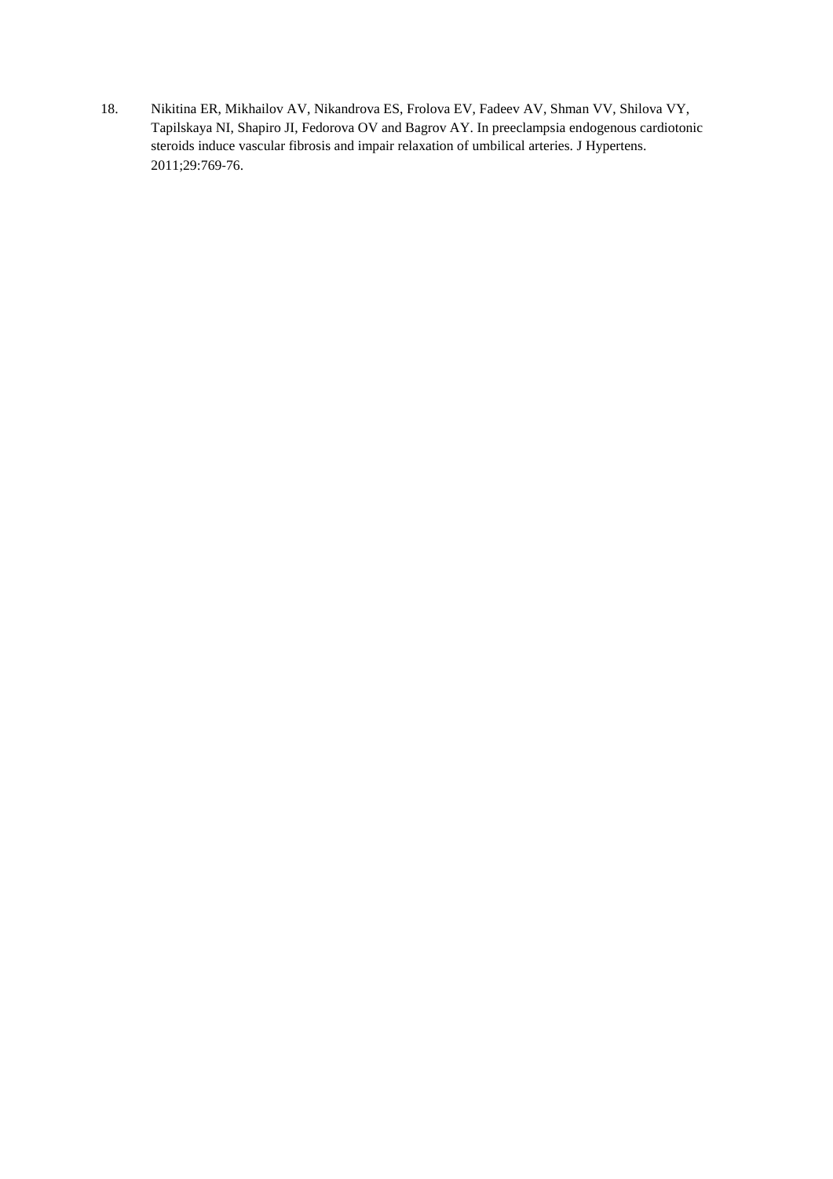18. Nikitina ER, Mikhailov AV, Nikandrova ES, Frolova EV, Fadeev AV, Shman VV, Shilova VY, Tapilskaya NI, Shapiro JI, Fedorova OV and Bagrov AY. In preeclampsia endogenous cardiotonic steroids induce vascular fibrosis and impair relaxation of umbilical arteries. J Hypertens. 2011;29:769-76.